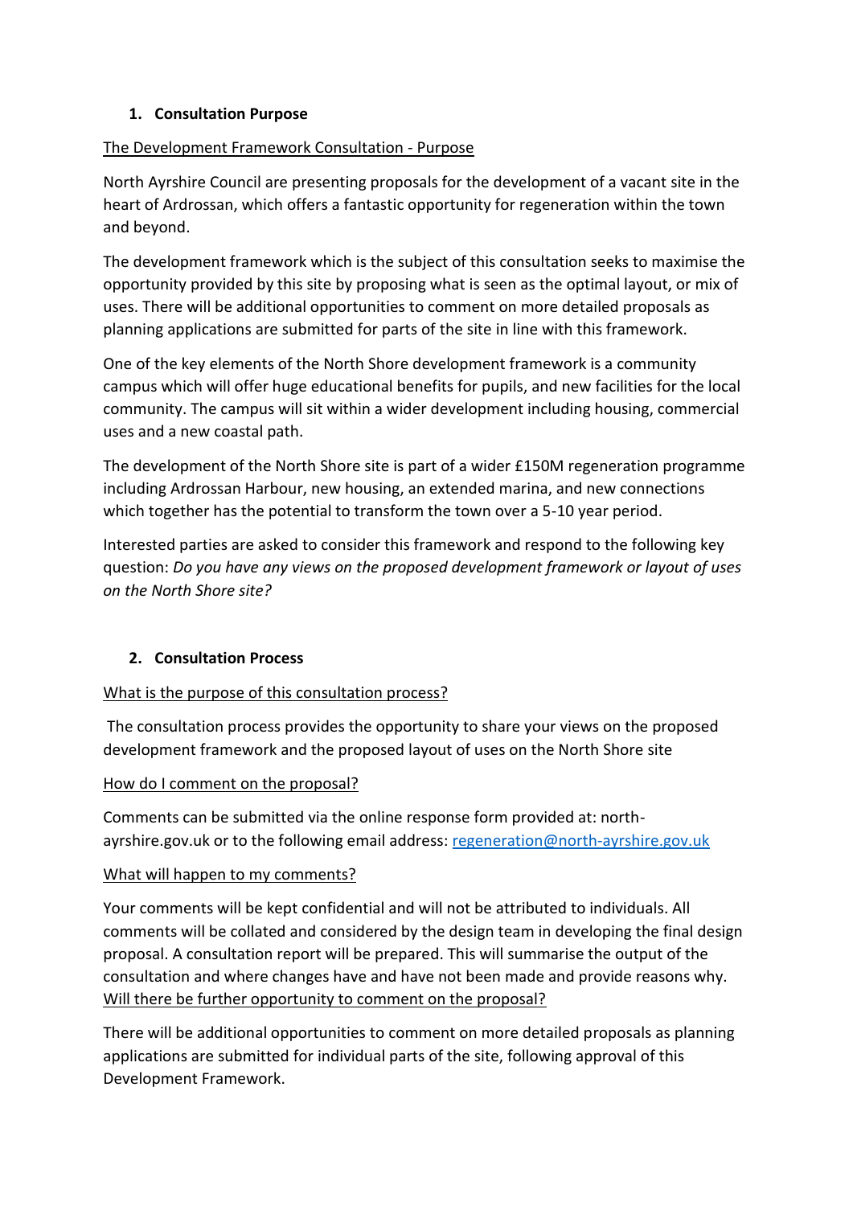## 1. Consultation Purpose

The Development Framework Consultation - Purpose

North Ayrshire Council are presenting proposals for the development of a vacant site in the heart of Ardrossan, which offers a fantastic opportunity for regeneration within the town and beyond.

The development framework which is the subject of this consultation seeks to maximise the opportunity provided by this site by proposing what is seen as the optimal layout, or mix of uses. There will be additional opportunities to comment on more detailed proposals as planning applications are submitted for parts of the site in line with this framework.

One of the key elements of the North Shore development framework is a community campus which will offer huge educational benefits for pupils, and new facilities for the local community. The campus will sit within a wider development including housing, commercial uses and a new coastal path.

The development of the North Shore site is part of a wider £150M regeneration programme including Ardrossan Harbour, new housing, an extended marina, and new connections which together has the potential to transform the town over a 5-10 year period.

Interested parties are asked to consider this framework and respond to the following key question: *Do you have any views on the proposed development framework or layout of uses on the North Shore site?*

## 2. Consultation Process

What is the purpose of this consultation process?

The consultation process provides the opportunity to share your views on the proposed development framework and the proposed layout of uses on the North Shore site

How do I comment on the proposal?

Comments can be submitted via the online response form provided at: north-ayrshire.gov.uk or to the following email address: regeneration@north-ayrshire.gov.uk

What will happen to my comments?

Your comments will be kept confidential and will not be attributed to individuals. All comments will be collated and considered by the design team in developing the final design proposal. A consultation report will be prepared. This will summarise the output of the consultation and where changes have and have not been made and provide reasons why.

Will there be further opportunity to comment on the proposal?

There will be additional opportunities to comment on more detailed proposals as planning applications are submitted for individual parts of the site, following approval of this Development Framework.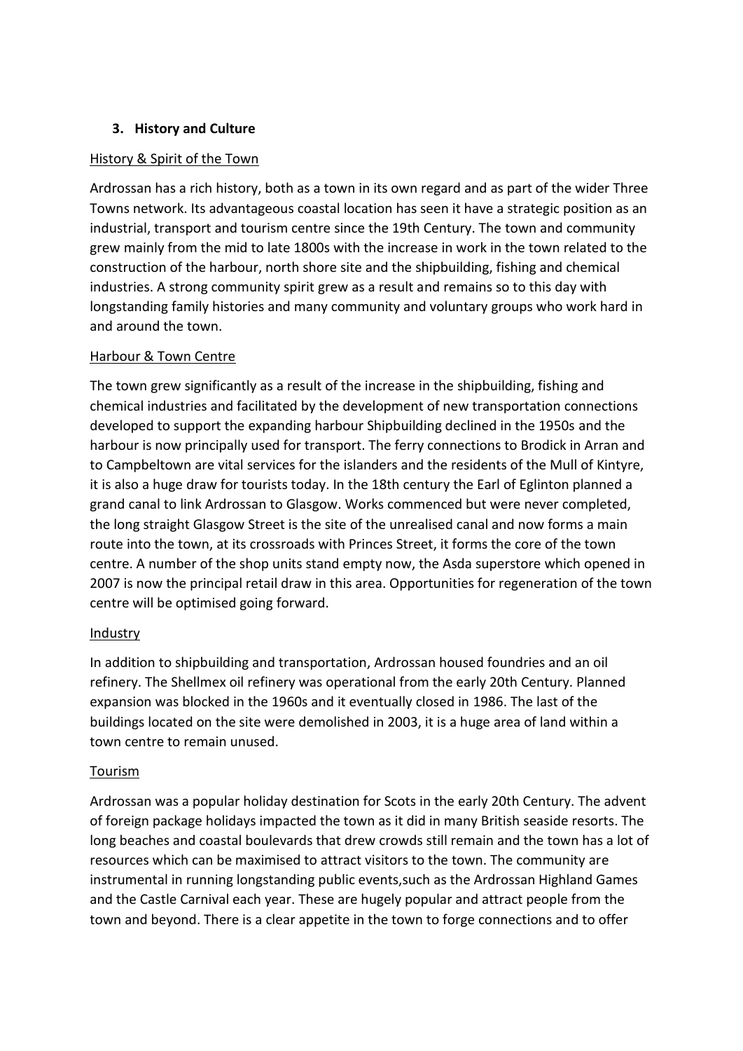## 3. History and Culture

History & Spirit of the Town

Ardrossan has a rich history, both as a town in its own regard and as part of the wider Three Towns network. Its advantageous coastal location has seen it have a strategic position as an industrial, transport and tourism centre since the 19th Century. The town and community grew mainly from the mid to late 1800s with the increase in work in the town related to the construction of the harbour, north shore site and the shipbuilding, fishing and chemical industries. A strong community spirit grew as a result and remains so to this day with longstanding family histories and many community and voluntary groups who work hard in and around the town.

Harbour & Town Centre

The town grew significantly as a result of the increase in the shipbuilding, fishing and chemical industries and facilitated by the development of new transportation connections developed to support the expanding harbour Shipbuilding declined in the 1950s and the harbour is now principally used for transport. The ferry connections to Brodick in Arran and to Campbeltown are vital services for the islanders and the residents of the Mull of Kintyre, it is also a huge draw for tourists today. In the 18th century the Earl of Eglinton planned a grand canal to link Ardrossan to Glasgow. Works commenced but were never completed, the long straight Glasgow Street is the site of the unrealised canal and now forms a main route into the town, at its crossroads with Princes Street, it forms the core of the town centre. A number of the shop units stand empty now, the Asda superstore which opened in 2007 is now the principal retail draw in this area. Opportunities for regeneration of the town centre will be optimised going forward.

Industry

In addition to shipbuilding and transportation, Ardrossan housed foundries and an oil refinery. The Shellmex oil refinery was operational from the early 20th Century. Planned expansion was blocked in the 1960s and it eventually closed in 1986. The last of the buildings located on the site were demolished in 2003, it is a huge area of land within a town centre to remain unused.

Tourism

Ardrossan was a popular holiday destination for Scots in the early 20th Century. The advent of foreign package holidays impacted the town as it did in many British seaside resorts. The long beaches and coastal boulevards that drew crowds still remain and the town has a lot of resources which can be maximised to attract visitors to the town. The community are instrumental in running longstanding public events,such as the Ardrossan Highland Games and the Castle Carnival each year. These are hugely popular and attract people from the town and beyond. There is a clear appetite in the town to forge connections and to offer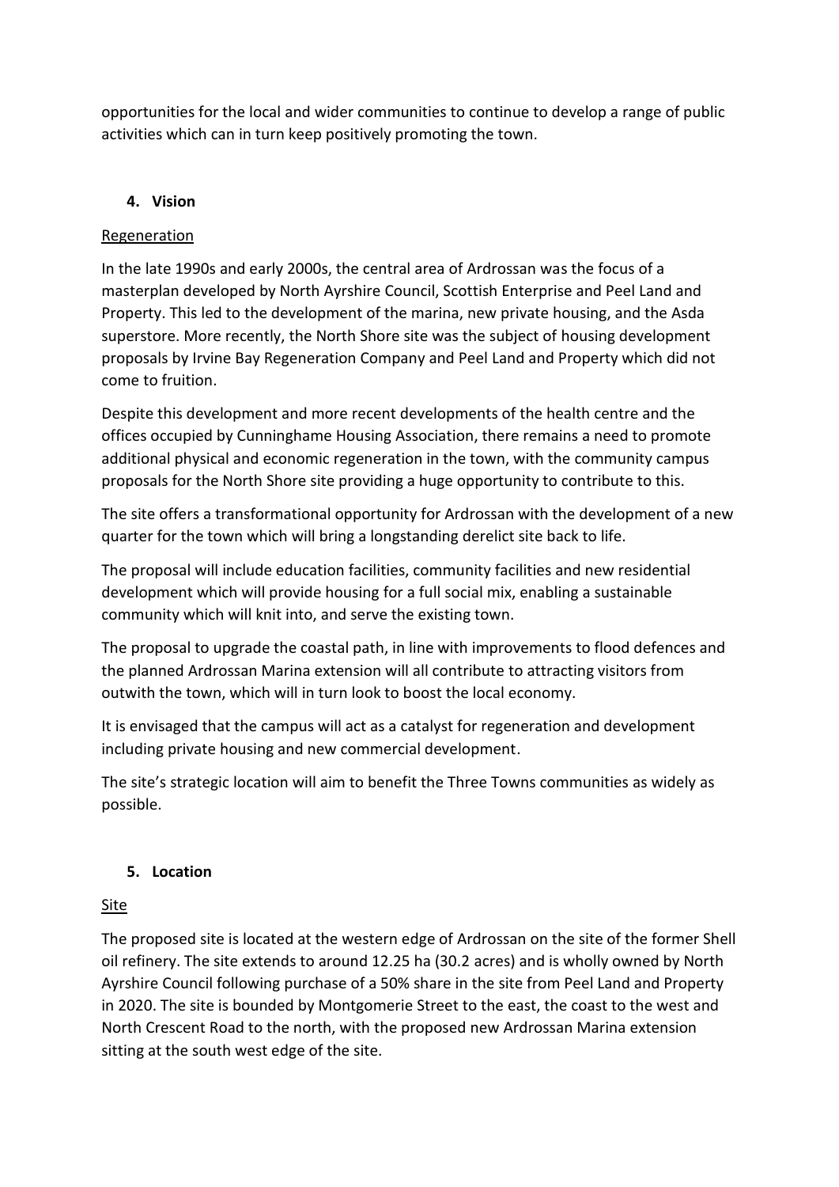opportunities for the local and wider communities to continue to develop a range of public activities which can in turn keep positively promoting the town.

## 4. Vision

### Regeneration

In the late 1990s and early 2000s, the central area of Ardrossan was the focus of a masterplan developed by North Ayrshire Council, Scottish Enterprise and Peel Land and Property. This led to the development of the marina, new private housing, and the Asda superstore. More recently, the North Shore site was the subject of housing development proposals by Irvine Bay Regeneration Company and Peel Land and Property which did not come to fruition.

Despite this development and more recent developments of the health centre and the offices occupied by Cunninghame Housing Association, there remains a need to promote additional physical and economic regeneration in the town, with the community campus proposals for the North Shore site providing a huge opportunity to contribute to this.

The site offers a transformational opportunity for Ardrossan with the development of a new quarter for the town which will bring a longstanding derelict site back to life.

The proposal will include education facilities, community facilities and new residential development which will provide housing for a full social mix, enabling a sustainable community which will knit into, and serve the existing town.

The proposal to upgrade the coastal path, in line with improvements to flood defences and the planned Ardrossan Marina extension will all contribute to attracting visitors from outwith the town, which will in turn look to boost the local economy.

It is envisaged that the campus will act as a catalyst for regeneration and development including private housing and new commercial development.

The site's strategic location will aim to benefit the Three Towns communities as widely as possible.

## 5. Location

### Site

The proposed site is located at the western edge of Ardrossan on the site of the former Shell oil refinery. The site extends to around 12.25 ha (30.2 acres) and is wholly owned by North Ayrshire Council following purchase of a 50% share in the site from Peel Land and Property in 2020. The site is bounded by Montgomerie Street to the east, the coast to the west and North Crescent Road to the north, with the proposed new Ardrossan Marina extension sitting at the south west edge of the site.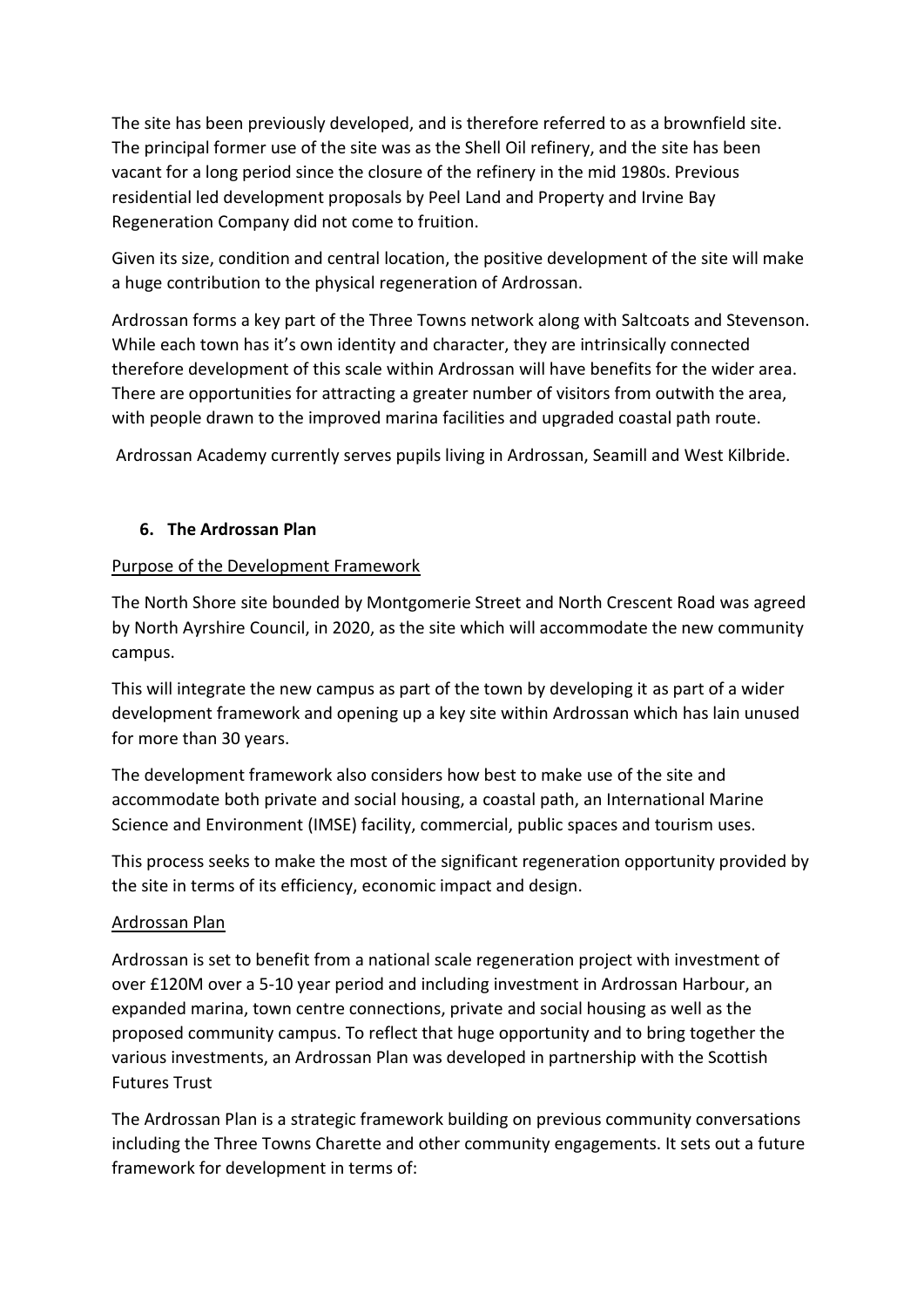The site has been previously developed, and is therefore referred to as a brownfield site. The principal former use of the site was as the Shell Oil refinery, and the site has been vacant for a long period since the closure of the refinery in the mid 1980s. Previous residential led development proposals by Peel Land and Property and Irvine Bay Regeneration Company did not come to fruition.

Given its size, condition and central location, the positive development of the site will make a huge contribution to the physical regeneration of Ardrossan.

Ardrossan forms a key part of the Three Towns network along with Saltcoats and Stevenson. While each town has it's own identity and character, they are intrinsically connected therefore development of this scale within Ardrossan will have benefits for the wider area. There are opportunities for attracting a greater number of visitors from outwith the area, with people drawn to the improved marina facilities and upgraded coastal path route.

Ardrossan Academy currently serves pupils living in Ardrossan, Seamill and West Kilbride.

## 6. The Ardrossan Plan

<u>Purpose of the Development Framework</u>

The North Shore site bounded by Montgomerie Street and North Crescent Road was agreed by North Ayrshire Council, in 2020, as the site which will accommodate the new community campus.

This will integrate the new campus as part of the town by developing it as part of a wider development framework and opening up a key site within Ardrossan which has lain unused for more than 30 years.

The development framework also considers how best to make use of the site and accommodate both private and social housing, a coastal path, an International Marine Science and Environment (IMSE) facility, commercial, public spaces and tourism uses.

This process seeks to make the most of the significant regeneration opportunity provided by the site in terms of its efficiency, economic impact and design.

<u>Ardrossan Plan</u>

Ardrossan is set to benefit from a national scale regeneration project with investment of over £120M over a 5-10 year period and including investment in Ardrossan Harbour, an expanded marina, town centre connections, private and social housing as well as the proposed community campus. To reflect that huge opportunity and to bring together the various investments, an Ardrossan Plan was developed in partnership with the Scottish Futures Trust

The Ardrossan Plan is a strategic framework building on previous community conversations including the Three Towns Charette and other community engagements. It sets out a future framework for development in terms of: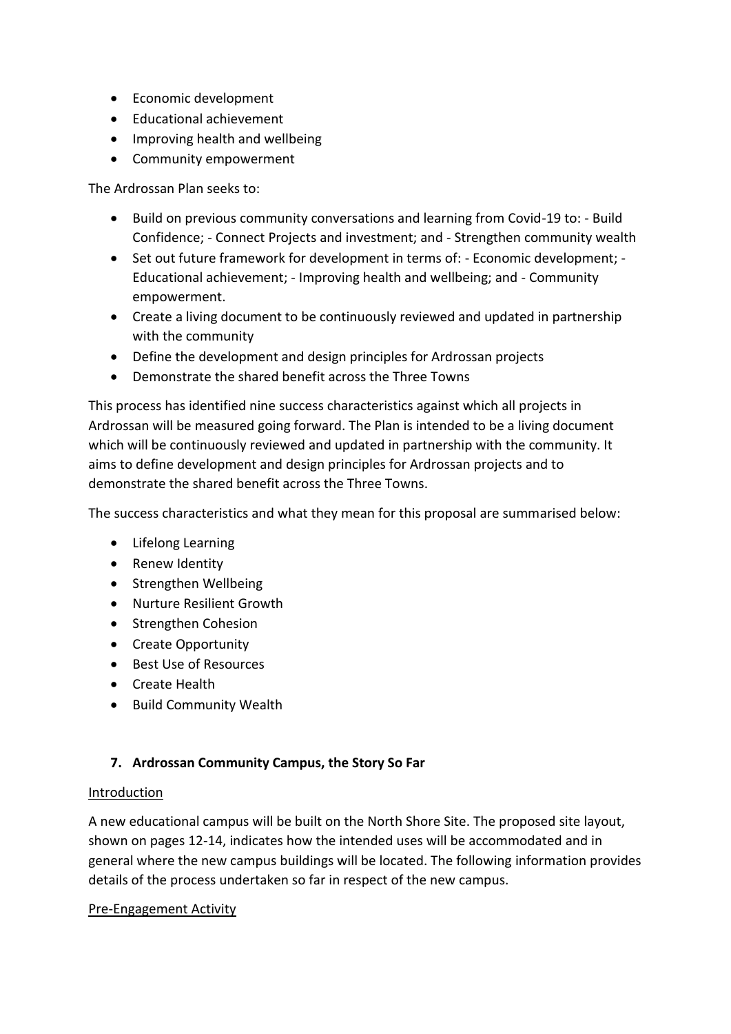- Economic development
- Educational achievement
- Improving health and wellbeing
- Community empowerment

The Ardrossan Plan seeks to:

- Build on previous community conversations and learning from Covid-19 to: - Build Confidence; - Connect Projects and investment; and - Strengthen community wealth
- Set out future framework for development in terms of: - Economic development; - Educational achievement; - Improving health and wellbeing; and - Community empowerment.
- Create a living document to be continuously reviewed and updated in partnership with the community
- Define the development and design principles for Ardrossan projects
- Demonstrate the shared benefit across the Three Towns

This process has identified nine success characteristics against which all projects in Ardrossan will be measured going forward. The Plan is intended to be a living document which will be continuously reviewed and updated in partnership with the community. It aims to define development and design principles for Ardrossan projects and to demonstrate the shared benefit across the Three Towns.

The success characteristics and what they mean for this proposal are summarised below:

- Lifelong Learning
- Renew Identity
- Strengthen Wellbeing
- Nurture Resilient Growth
- Strengthen Cohesion
- Create Opportunity
- Best Use of Resources
- Create Health
- Build Community Wealth

## 7. Ardrossan Community Campus, the Story So Far

<u>Introduction</u>

A new educational campus will be built on the North Shore Site. The proposed site layout, shown on pages 12-14, indicates how the intended uses will be accommodated and in general where the new campus buildings will be located. The following information provides details of the process undertaken so far in respect of the new campus.

<u>Pre-Engagement Activity</u>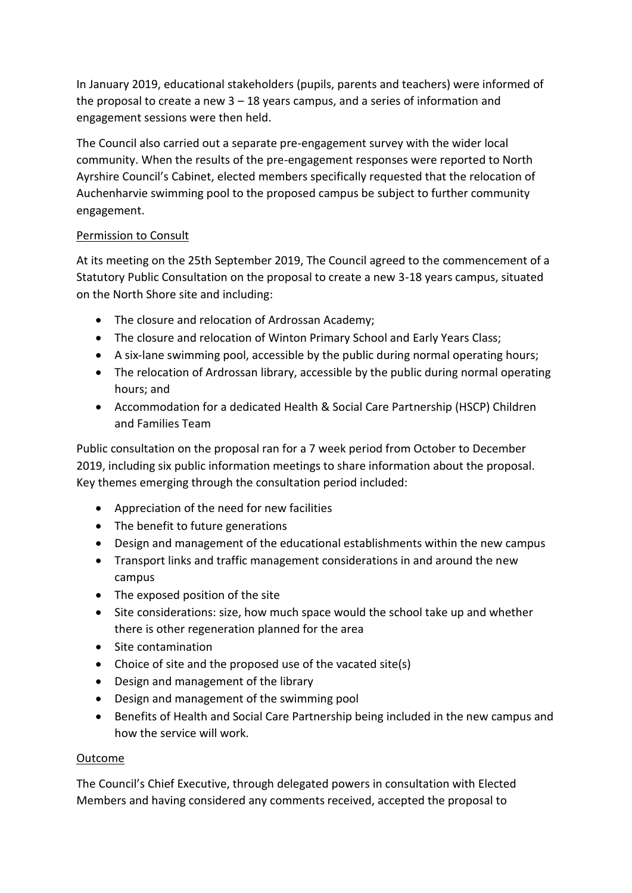In January 2019, educational stakeholders (pupils, parents and teachers) were informed of the proposal to create a new 3 – 18 years campus, and a series of information and engagement sessions were then held.

The Council also carried out a separate pre-engagement survey with the wider local community. When the results of the pre-engagement responses were reported to North Ayrshire Council's Cabinet, elected members specifically requested that the relocation of Auchenharvie swimming pool to the proposed campus be subject to further community engagement.

## Permission to Consult

At its meeting on the 25th September 2019, The Council agreed to the commencement of a Statutory Public Consultation on the proposal to create a new 3-18 years campus, situated on the North Shore site and including:

- The closure and relocation of Ardrossan Academy;
- The closure and relocation of Winton Primary School and Early Years Class;
- A six-lane swimming pool, accessible by the public during normal operating hours;
- The relocation of Ardrossan library, accessible by the public during normal operating hours; and
- Accommodation for a dedicated Health & Social Care Partnership (HSCP) Children and Families Team

Public consultation on the proposal ran for a 7 week period from October to December 2019, including six public information meetings to share information about the proposal. Key themes emerging through the consultation period included:

- Appreciation of the need for new facilities
- The benefit to future generations
- Design and management of the educational establishments within the new campus
- Transport links and traffic management considerations in and around the new campus
- The exposed position of the site
- Site considerations: size, how much space would the school take up and whether there is other regeneration planned for the area
- Site contamination
- Choice of site and the proposed use of the vacated site(s)
- Design and management of the library
- Design and management of the swimming pool
- Benefits of Health and Social Care Partnership being included in the new campus and how the service will work.

## Outcome

The Council's Chief Executive, through delegated powers in consultation with Elected Members and having considered any comments received, accepted the proposal to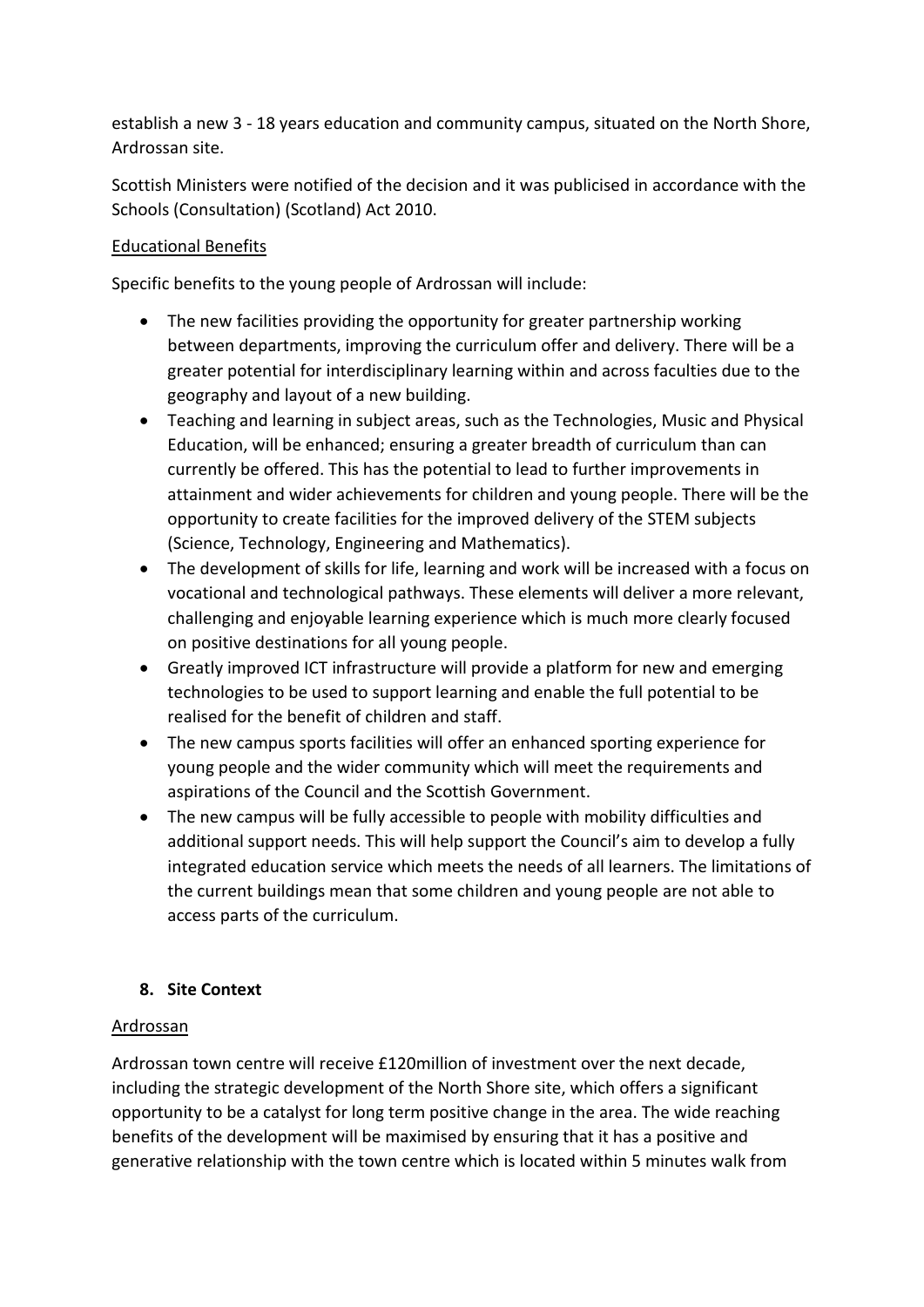establish a new 3 - 18 years education and community campus, situated on the North Shore, Ardrossan site.

Scottish Ministers were notified of the decision and it was publicised in accordance with the Schools (Consultation) (Scotland) Act 2010.

Educational Benefits

Specific benefits to the young people of Ardrossan will include:

- The new facilities providing the opportunity for greater partnership working between departments, improving the curriculum offer and delivery. There will be a greater potential for interdisciplinary learning within and across faculties due to the geography and layout of a new building.
- Teaching and learning in subject areas, such as the Technologies, Music and Physical Education, will be enhanced; ensuring a greater breadth of curriculum than can currently be offered. This has the potential to lead to further improvements in attainment and wider achievements for children and young people. There will be the opportunity to create facilities for the improved delivery of the STEM subjects (Science, Technology, Engineering and Mathematics).
- The development of skills for life, learning and work will be increased with a focus on vocational and technological pathways. These elements will deliver a more relevant, challenging and enjoyable learning experience which is much more clearly focused on positive destinations for all young people.
- Greatly improved ICT infrastructure will provide a platform for new and emerging technologies to be used to support learning and enable the full potential to be realised for the benefit of children and staff.
- The new campus sports facilities will offer an enhanced sporting experience for young people and the wider community which will meet the requirements and aspirations of the Council and the Scottish Government.
- The new campus will be fully accessible to people with mobility difficulties and additional support needs. This will help support the Council's aim to develop a fully integrated education service which meets the needs of all learners. The limitations of the current buildings mean that some children and young people are not able to access parts of the curriculum.

## 8. Site Context

Ardrossan

Ardrossan town centre will receive £120million of investment over the next decade, including the strategic development of the North Shore site, which offers a significant opportunity to be a catalyst for long term positive change in the area. The wide reaching benefits of the development will be maximised by ensuring that it has a positive and generative relationship with the town centre which is located within 5 minutes walk from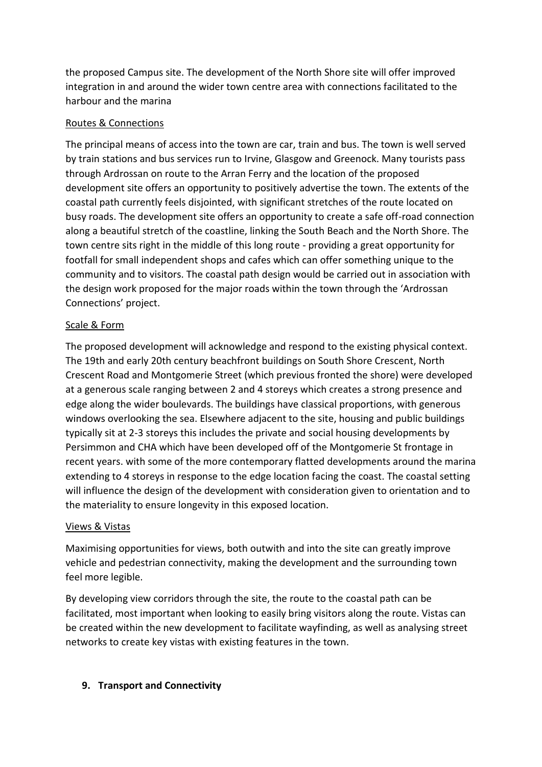the proposed Campus site. The development of the North Shore site will offer improved integration in and around the wider town centre area with connections facilitated to the harbour and the marina

Routes & Connections

The principal means of access into the town are car, train and bus. The town is well served by train stations and bus services run to Irvine, Glasgow and Greenock. Many tourists pass through Ardrossan on route to the Arran Ferry and the location of the proposed development site offers an opportunity to positively advertise the town. The extents of the coastal path currently feels disjointed, with significant stretches of the route located on busy roads. The development site offers an opportunity to create a safe off-road connection along a beautiful stretch of the coastline, linking the South Beach and the North Shore. The town centre sits right in the middle of this long route - providing a great opportunity for footfall for small independent shops and cafes which can offer something unique to the community and to visitors. The coastal path design would be carried out in association with the design work proposed for the major roads within the town through the 'Ardrossan Connections' project.

Scale & Form

The proposed development will acknowledge and respond to the existing physical context. The 19th and early 20th century beachfront buildings on South Shore Crescent, North Crescent Road and Montgomerie Street (which previous fronted the shore) were developed at a generous scale ranging between 2 and 4 storeys which creates a strong presence and edge along the wider boulevards. The buildings have classical proportions, with generous windows overlooking the sea. Elsewhere adjacent to the site, housing and public buildings typically sit at 2-3 storeys this includes the private and social housing developments by Persimmon and CHA which have been developed off of the Montgomerie St frontage in recent years. with some of the more contemporary flatted developments around the marina extending to 4 storeys in response to the edge location facing the coast. The coastal setting will influence the design of the development with consideration given to orientation and to the materiality to ensure longevity in this exposed location.

Views & Vistas

Maximising opportunities for views, both outwith and into the site can greatly improve vehicle and pedestrian connectivity, making the development and the surrounding town feel more legible.

By developing view corridors through the site, the route to the coastal path can be facilitated, most important when looking to easily bring visitors along the route. Vistas can be created within the new development to facilitate wayfinding, as well as analysing street networks to create key vistas with existing features in the town.

**9. Transport and Connectivity**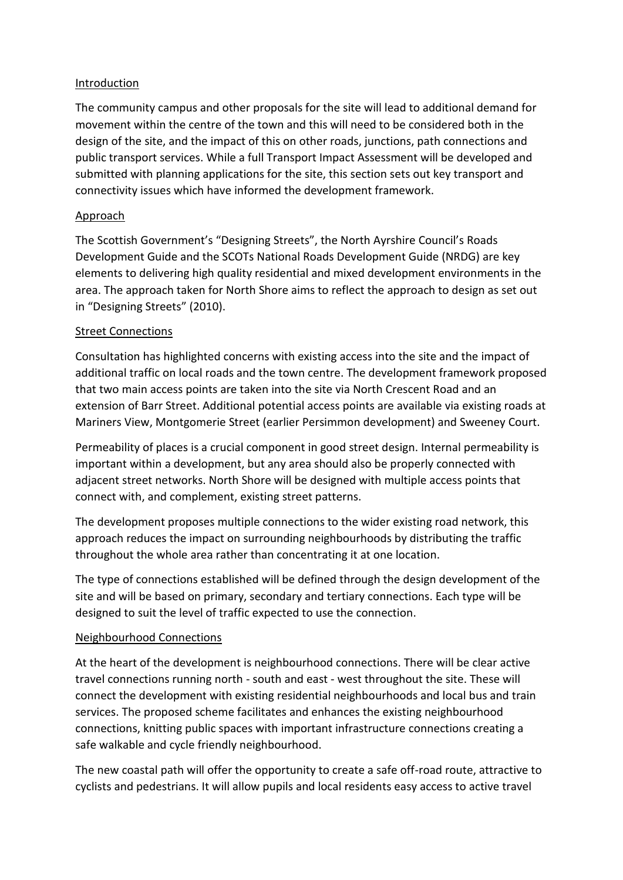## Introduction

The community campus and other proposals for the site will lead to additional demand for movement within the centre of the town and this will need to be considered both in the design of the site, and the impact of this on other roads, junctions, path connections and public transport services. While a full Transport Impact Assessment will be developed and submitted with planning applications for the site, this section sets out key transport and connectivity issues which have informed the development framework.

## Approach

The Scottish Government's "Designing Streets", the North Ayrshire Council's Roads Development Guide and the SCOTs National Roads Development Guide (NRDG) are key elements to delivering high quality residential and mixed development environments in the area. The approach taken for North Shore aims to reflect the approach to design as set out in "Designing Streets" (2010).

## Street Connections

Consultation has highlighted concerns with existing access into the site and the impact of additional traffic on local roads and the town centre. The development framework proposed that two main access points are taken into the site via North Crescent Road and an extension of Barr Street. Additional potential access points are available via existing roads at Mariners View, Montgomerie Street (earlier Persimmon development) and Sweeney Court.

Permeability of places is a crucial component in good street design. Internal permeability is important within a development, but any area should also be properly connected with adjacent street networks. North Shore will be designed with multiple access points that connect with, and complement, existing street patterns.

The development proposes multiple connections to the wider existing road network, this approach reduces the impact on surrounding neighbourhoods by distributing the traffic throughout the whole area rather than concentrating it at one location.

The type of connections established will be defined through the design development of the site and will be based on primary, secondary and tertiary connections. Each type will be designed to suit the level of traffic expected to use the connection.

## Neighbourhood Connections

At the heart of the development is neighbourhood connections. There will be clear active travel connections running north - south and east - west throughout the site. These will connect the development with existing residential neighbourhoods and local bus and train services. The proposed scheme facilitates and enhances the existing neighbourhood connections, knitting public spaces with important infrastructure connections creating a safe walkable and cycle friendly neighbourhood.

The new coastal path will offer the opportunity to create a safe off-road route, attractive to cyclists and pedestrians. It will allow pupils and local residents easy access to active travel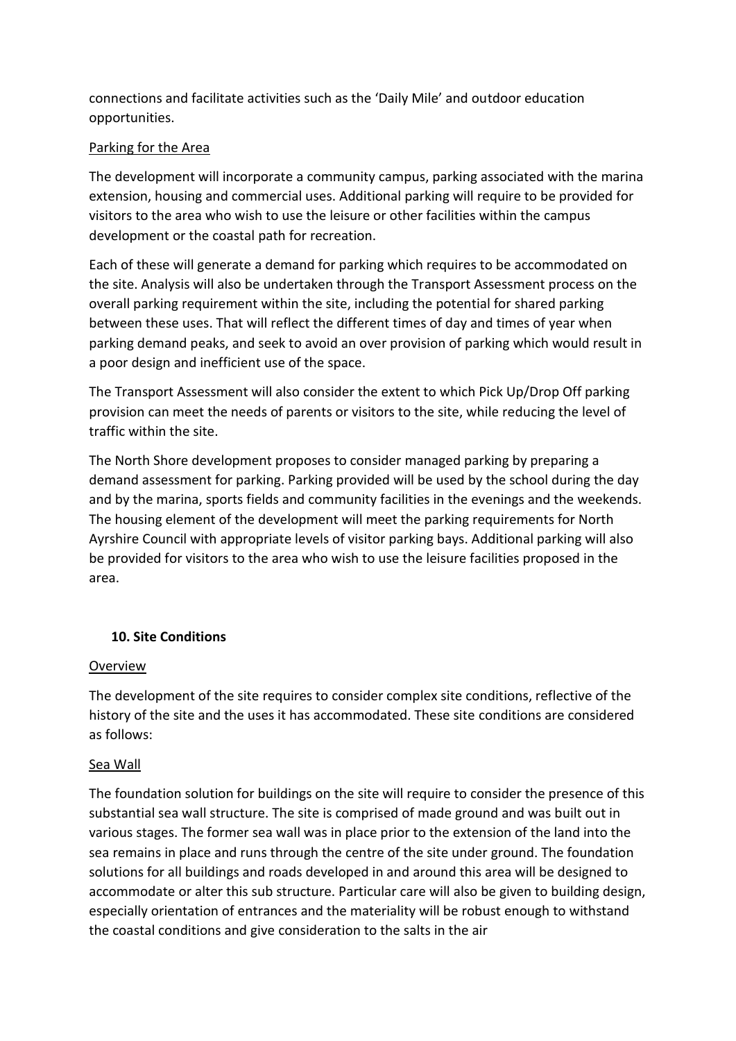connections and facilitate activities such as the 'Daily Mile' and outdoor education opportunities.

Parking for the Area

The development will incorporate a community campus, parking associated with the marina extension, housing and commercial uses. Additional parking will require to be provided for visitors to the area who wish to use the leisure or other facilities within the campus development or the coastal path for recreation.

Each of these will generate a demand for parking which requires to be accommodated on the site. Analysis will also be undertaken through the Transport Assessment process on the overall parking requirement within the site, including the potential for shared parking between these uses. That will reflect the different times of day and times of year when parking demand peaks, and seek to avoid an over provision of parking which would result in a poor design and inefficient use of the space.

The Transport Assessment will also consider the extent to which Pick Up/Drop Off parking provision can meet the needs of parents or visitors to the site, while reducing the level of traffic within the site.

The North Shore development proposes to consider managed parking by preparing a demand assessment for parking. Parking provided will be used by the school during the day and by the marina, sports fields and community facilities in the evenings and the weekends. The housing element of the development will meet the parking requirements for North Ayrshire Council with appropriate levels of visitor parking bays. Additional parking will also be provided for visitors to the area who wish to use the leisure facilities proposed in the area.

## 10. Site Conditions

Overview

The development of the site requires to consider complex site conditions, reflective of the history of the site and the uses it has accommodated. These site conditions are considered as follows:

Sea Wall

The foundation solution for buildings on the site will require to consider the presence of this substantial sea wall structure. The site is comprised of made ground and was built out in various stages. The former sea wall was in place prior to the extension of the land into the sea remains in place and runs through the centre of the site under ground. The foundation solutions for all buildings and roads developed in and around this area will be designed to accommodate or alter this sub structure. Particular care will also be given to building design, especially orientation of entrances and the materiality will be robust enough to withstand the coastal conditions and give consideration to the salts in the air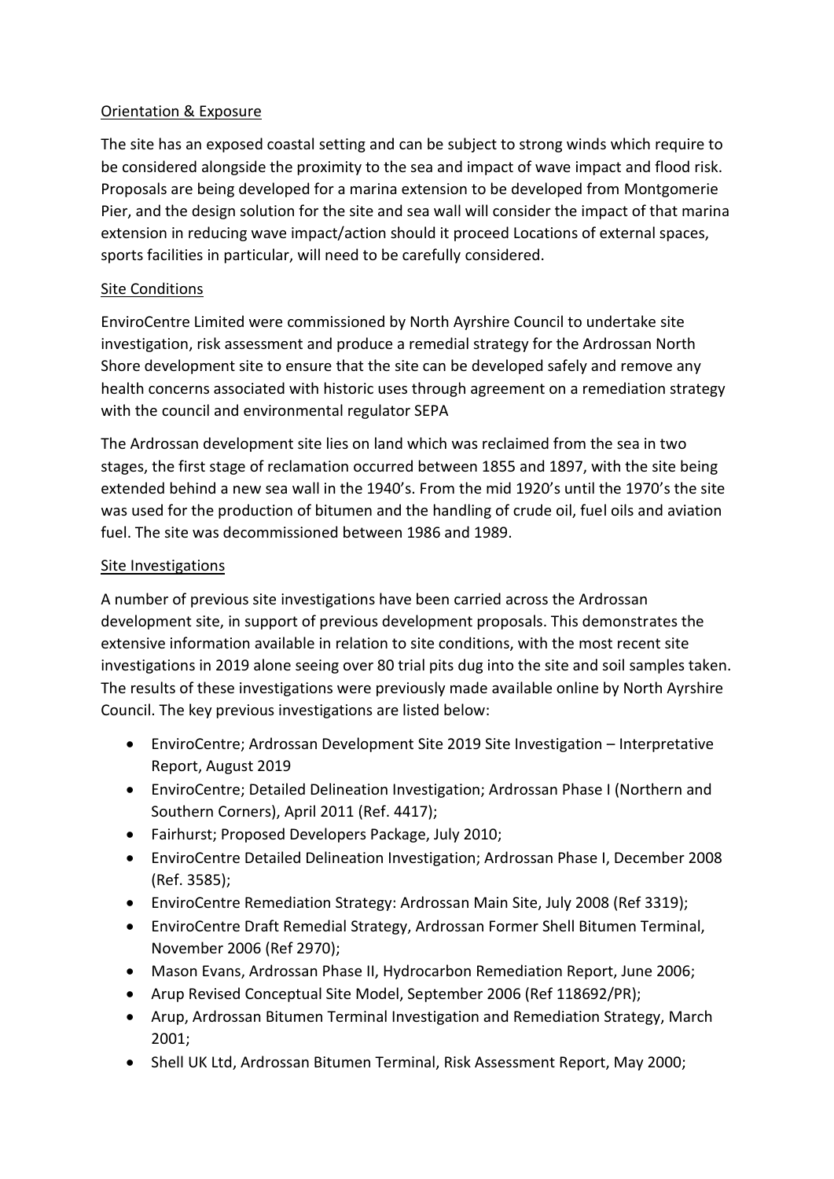Orientation & Exposure

The site has an exposed coastal setting and can be subject to strong winds which require to be considered alongside the proximity to the sea and impact of wave impact and flood risk. Proposals are being developed for a marina extension to be developed from Montgomerie Pier, and the design solution for the site and sea wall will consider the impact of that marina extension in reducing wave impact/action should it proceed Locations of external spaces, sports facilities in particular, will need to be carefully considered.

Site Conditions

EnviroCentre Limited were commissioned by North Ayrshire Council to undertake site investigation, risk assessment and produce a remedial strategy for the Ardrossan North Shore development site to ensure that the site can be developed safely and remove any health concerns associated with historic uses through agreement on a remediation strategy with the council and environmental regulator SEPA

The Ardrossan development site lies on land which was reclaimed from the sea in two stages, the first stage of reclamation occurred between 1855 and 1897, with the site being extended behind a new sea wall in the 1940's. From the mid 1920's until the 1970's the site was used for the production of bitumen and the handling of crude oil, fuel oils and aviation fuel. The site was decommissioned between 1986 and 1989.

Site Investigations

A number of previous site investigations have been carried across the Ardrossan development site, in support of previous development proposals. This demonstrates the extensive information available in relation to site conditions, with the most recent site investigations in 2019 alone seeing over 80 trial pits dug into the site and soil samples taken. The results of these investigations were previously made available online by North Ayrshire Council. The key previous investigations are listed below:

- EnviroCentre; Ardrossan Development Site 2019 Site Investigation – Interpretative Report, August 2019
- EnviroCentre; Detailed Delineation Investigation; Ardrossan Phase I (Northern and Southern Corners), April 2011 (Ref. 4417);
- Fairhurst; Proposed Developers Package, July 2010;
- EnviroCentre Detailed Delineation Investigation; Ardrossan Phase I, December 2008 (Ref. 3585);
- EnviroCentre Remediation Strategy: Ardrossan Main Site, July 2008 (Ref 3319);
- EnviroCentre Draft Remedial Strategy, Ardrossan Former Shell Bitumen Terminal, November 2006 (Ref 2970);
- Mason Evans, Ardrossan Phase II, Hydrocarbon Remediation Report, June 2006;
- Arup Revised Conceptual Site Model, September 2006 (Ref 118692/PR);
- Arup, Ardrossan Bitumen Terminal Investigation and Remediation Strategy, March 2001;
- Shell UK Ltd, Ardrossan Bitumen Terminal, Risk Assessment Report, May 2000;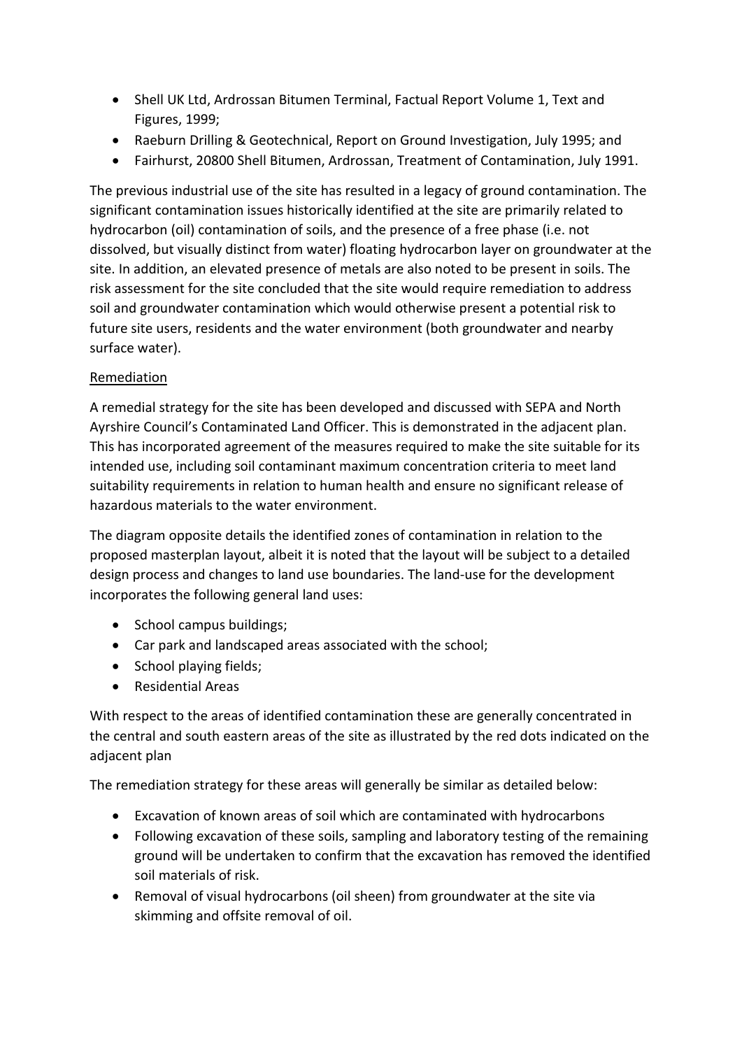- Shell UK Ltd, Ardrossan Bitumen Terminal, Factual Report Volume 1, Text and Figures, 1999;
- Raeburn Drilling & Geotechnical, Report on Ground Investigation, July 1995; and
- Fairhurst, 20800 Shell Bitumen, Ardrossan, Treatment of Contamination, July 1991.

The previous industrial use of the site has resulted in a legacy of ground contamination. The significant contamination issues historically identified at the site are primarily related to hydrocarbon (oil) contamination of soils, and the presence of a free phase (i.e. not dissolved, but visually distinct from water) floating hydrocarbon layer on groundwater at the site. In addition, an elevated presence of metals are also noted to be present in soils. The risk assessment for the site concluded that the site would require remediation to address soil and groundwater contamination which would otherwise present a potential risk to future site users, residents and the water environment (both groundwater and nearby surface water).

<u>Remediation</u>

A remedial strategy for the site has been developed and discussed with SEPA and North Ayrshire Council's Contaminated Land Officer. This is demonstrated in the adjacent plan. This has incorporated agreement of the measures required to make the site suitable for its intended use, including soil contaminant maximum concentration criteria to meet land suitability requirements in relation to human health and ensure no significant release of hazardous materials to the water environment.

The diagram opposite details the identified zones of contamination in relation to the proposed masterplan layout, albeit it is noted that the layout will be subject to a detailed design process and changes to land use boundaries. The land-use for the development incorporates the following general land uses:

- School campus buildings;
- Car park and landscaped areas associated with the school;
- School playing fields;
- Residential Areas

With respect to the areas of identified contamination these are generally concentrated in the central and south eastern areas of the site as illustrated by the red dots indicated on the adjacent plan

The remediation strategy for these areas will generally be similar as detailed below:

- Excavation of known areas of soil which are contaminated with hydrocarbons
- Following excavation of these soils, sampling and laboratory testing of the remaining ground will be undertaken to confirm that the excavation has removed the identified soil materials of risk.
- Removal of visual hydrocarbons (oil sheen) from groundwater at the site via skimming and offsite removal of oil.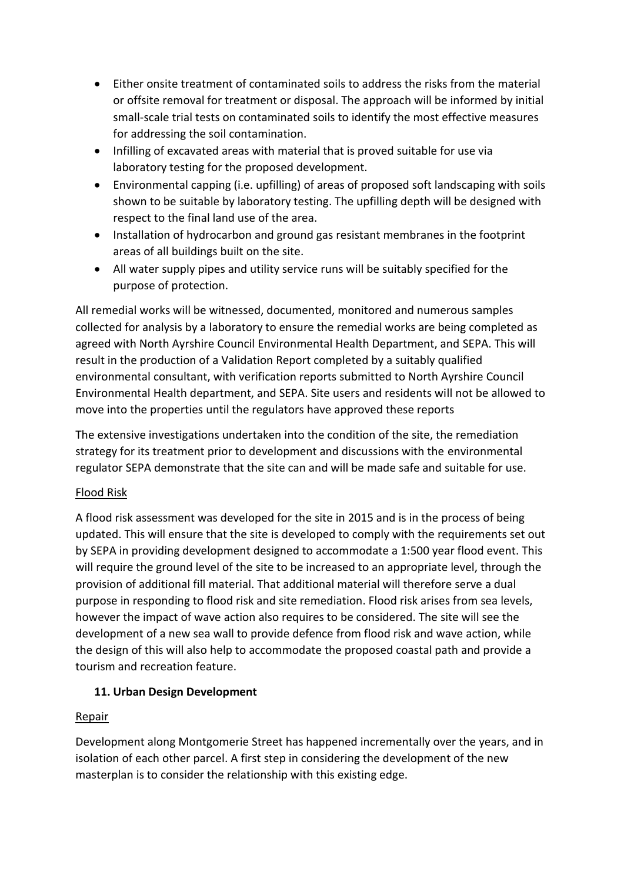- Either onsite treatment of contaminated soils to address the risks from the material or offsite removal for treatment or disposal. The approach will be informed by initial small-scale trial tests on contaminated soils to identify the most effective measures for addressing the soil contamination.
- Infilling of excavated areas with material that is proved suitable for use via laboratory testing for the proposed development.
- Environmental capping (i.e. upfilling) of areas of proposed soft landscaping with soils shown to be suitable by laboratory testing. The upfilling depth will be designed with respect to the final land use of the area.
- Installation of hydrocarbon and ground gas resistant membranes in the footprint areas of all buildings built on the site.
- All water supply pipes and utility service runs will be suitably specified for the purpose of protection.

All remedial works will be witnessed, documented, monitored and numerous samples collected for analysis by a laboratory to ensure the remedial works are being completed as agreed with North Ayrshire Council Environmental Health Department, and SEPA. This will result in the production of a Validation Report completed by a suitably qualified environmental consultant, with verification reports submitted to North Ayrshire Council Environmental Health department, and SEPA. Site users and residents will not be allowed to move into the properties until the regulators have approved these reports

The extensive investigations undertaken into the condition of the site, the remediation strategy for its treatment prior to development and discussions with the environmental regulator SEPA demonstrate that the site can and will be made safe and suitable for use.

Flood Risk

A flood risk assessment was developed for the site in 2015 and is in the process of being updated. This will ensure that the site is developed to comply with the requirements set out by SEPA in providing development designed to accommodate a 1:500 year flood event. This will require the ground level of the site to be increased to an appropriate level, through the provision of additional fill material. That additional material will therefore serve a dual purpose in responding to flood risk and site remediation. Flood risk arises from sea levels, however the impact of wave action also requires to be considered. The site will see the development of a new sea wall to provide defence from flood risk and wave action, while the design of this will also help to accommodate the proposed coastal path and provide a tourism and recreation feature.

## 11. Urban Design Development

Repair

Development along Montgomerie Street has happened incrementally over the years, and in isolation of each other parcel. A first step in considering the development of the new masterplan is to consider the relationship with this existing edge.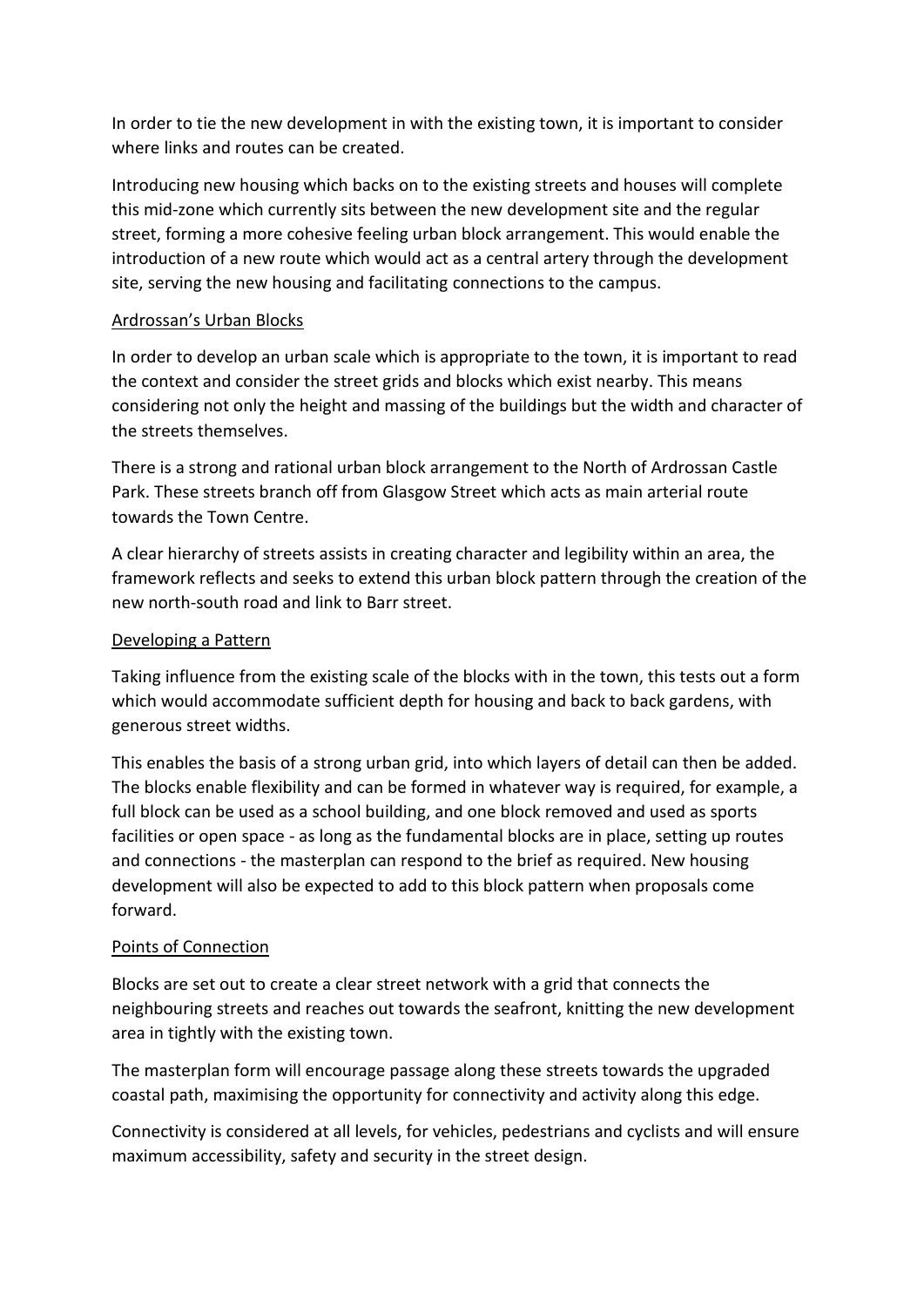In order to tie the new development in with the existing town, it is important to consider where links and routes can be created.

Introducing new housing which backs on to the existing streets and houses will complete this mid-zone which currently sits between the new development site and the regular street, forming a more cohesive feeling urban block arrangement. This would enable the introduction of a new route which would act as a central artery through the development site, serving the new housing and facilitating connections to the campus.

## Ardrossan's Urban Blocks

In order to develop an urban scale which is appropriate to the town, it is important to read the context and consider the street grids and blocks which exist nearby. This means considering not only the height and massing of the buildings but the width and character of the streets themselves.

There is a strong and rational urban block arrangement to the North of Ardrossan Castle Park. These streets branch off from Glasgow Street which acts as main arterial route towards the Town Centre.

A clear hierarchy of streets assists in creating character and legibility within an area, the framework reflects and seeks to extend this urban block pattern through the creation of the new north-south road and link to Barr street.

## Developing a Pattern

Taking influence from the existing scale of the blocks with in the town, this tests out a form which would accommodate sufficient depth for housing and back to back gardens, with generous street widths.

This enables the basis of a strong urban grid, into which layers of detail can then be added. The blocks enable flexibility and can be formed in whatever way is required, for example, a full block can be used as a school building, and one block removed and used as sports facilities or open space - as long as the fundamental blocks are in place, setting up routes and connections - the masterplan can respond to the brief as required. New housing development will also be expected to add to this block pattern when proposals come forward.

## Points of Connection

Blocks are set out to create a clear street network with a grid that connects the neighbouring streets and reaches out towards the seafront, knitting the new development area in tightly with the existing town.

The masterplan form will encourage passage along these streets towards the upgraded coastal path, maximising the opportunity for connectivity and activity along this edge.

Connectivity is considered at all levels, for vehicles, pedestrians and cyclists and will ensure maximum accessibility, safety and security in the street design.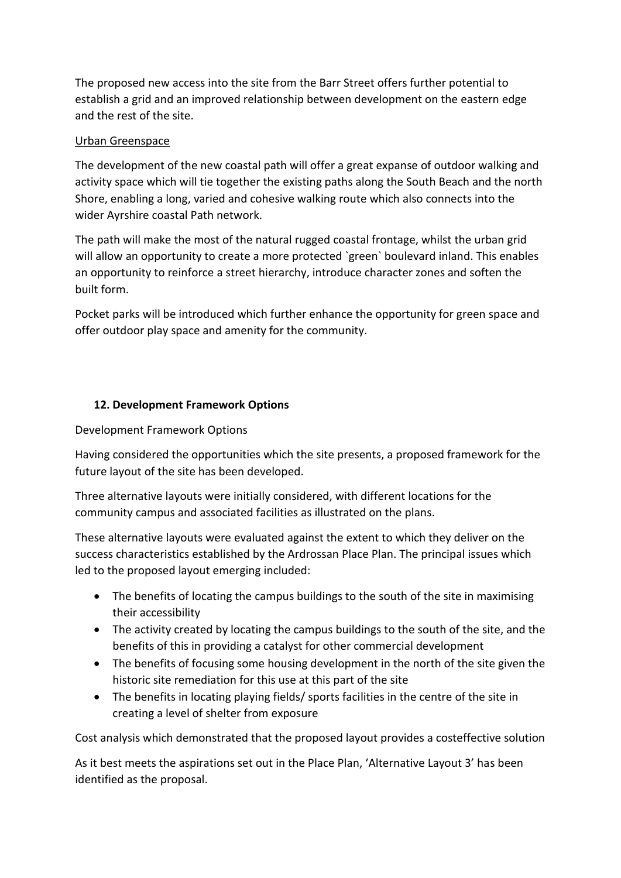The proposed new access into the site from the Barr Street offers further potential to establish a grid and an improved relationship between development on the eastern edge and the rest of the site.

<u>Urban Greenspace</u>

The development of the new coastal path will offer a great expanse of outdoor walking and activity space which will tie together the existing paths along the South Beach and the north Shore, enabling a long, varied and cohesive walking route which also connects into the wider Ayrshire coastal Path network.

The path will make the most of the natural rugged coastal frontage, whilst the urban grid will allow an opportunity to create a more protected `green` boulevard inland. This enables an opportunity to reinforce a street hierarchy, introduce character zones and soften the built form.

Pocket parks will be introduced which further enhance the opportunity for green space and offer outdoor play space and amenity for the community.

## 12. Development Framework Options

Development Framework Options

Having considered the opportunities which the site presents, a proposed framework for the future layout of the site has been developed.

Three alternative layouts were initially considered, with different locations for the community campus and associated facilities as illustrated on the plans.

These alternative layouts were evaluated against the extent to which they deliver on the success characteristics established by the Ardrossan Place Plan. The principal issues which led to the proposed layout emerging included:

- The benefits of locating the campus buildings to the south of the site in maximising their accessibility
- The activity created by locating the campus buildings to the south of the site, and the benefits of this in providing a catalyst for other commercial development
- The benefits of focusing some housing development in the north of the site given the historic site remediation for this use at this part of the site
- The benefits in locating playing fields/ sports facilities in the centre of the site in creating a level of shelter from exposure

Cost analysis which demonstrated that the proposed layout provides a costeffective solution

As it best meets the aspirations set out in the Place Plan, 'Alternative Layout 3' has been identified as the proposal.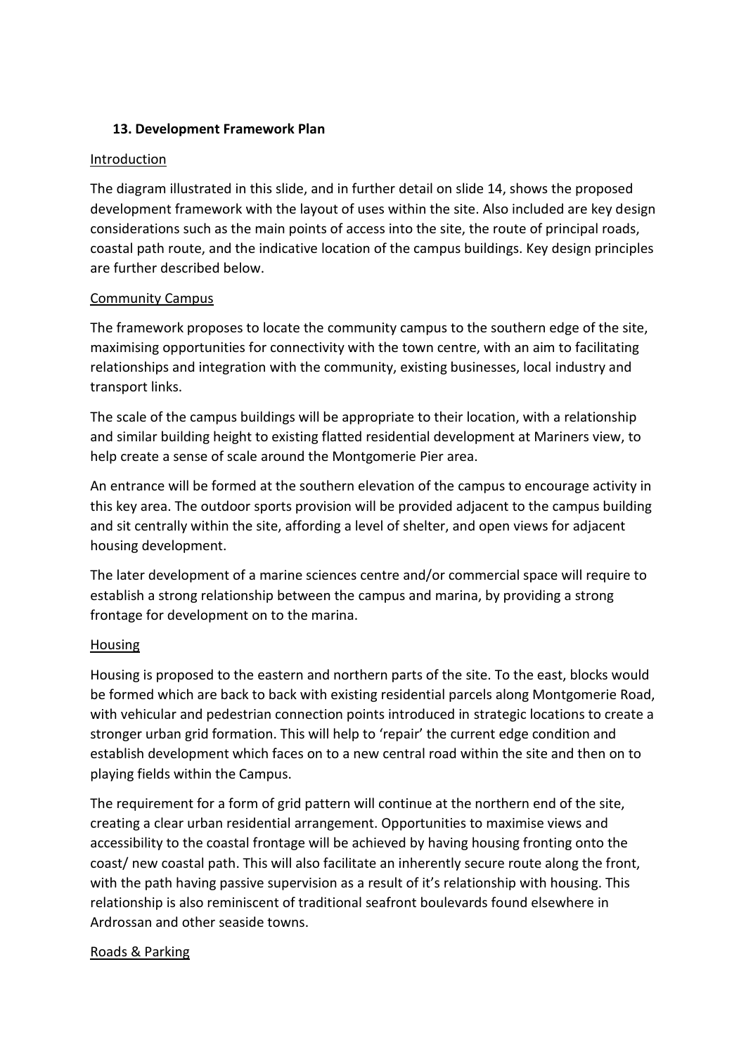## 13. Development Framework Plan

<u>Introduction</u>

The diagram illustrated in this slide, and in further detail on slide 14, shows the proposed development framework with the layout of uses within the site. Also included are key design considerations such as the main points of access into the site, the route of principal roads, coastal path route, and the indicative location of the campus buildings. Key design principles are further described below.

<u>Community Campus</u>

The framework proposes to locate the community campus to the southern edge of the site, maximising opportunities for connectivity with the town centre, with an aim to facilitating relationships and integration with the community, existing businesses, local industry and transport links.

The scale of the campus buildings will be appropriate to their location, with a relationship and similar building height to existing flatted residential development at Mariners view, to help create a sense of scale around the Montgomerie Pier area.

An entrance will be formed at the southern elevation of the campus to encourage activity in this key area. The outdoor sports provision will be provided adjacent to the campus building and sit centrally within the site, affording a level of shelter, and open views for adjacent housing development.

The later development of a marine sciences centre and/or commercial space will require to establish a strong relationship between the campus and marina, by providing a strong frontage for development on to the marina.

<u>Housing</u>

Housing is proposed to the eastern and northern parts of the site. To the east, blocks would be formed which are back to back with existing residential parcels along Montgomerie Road, with vehicular and pedestrian connection points introduced in strategic locations to create a stronger urban grid formation. This will help to 'repair' the current edge condition and establish development which faces on to a new central road within the site and then on to playing fields within the Campus.

The requirement for a form of grid pattern will continue at the northern end of the site, creating a clear urban residential arrangement. Opportunities to maximise views and accessibility to the coastal frontage will be achieved by having housing fronting onto the coast/ new coastal path. This will also facilitate an inherently secure route along the front, with the path having passive supervision as a result of it's relationship with housing. This relationship is also reminiscent of traditional seafront boulevards found elsewhere in Ardrossan and other seaside towns.

<u>Roads & Parking</u>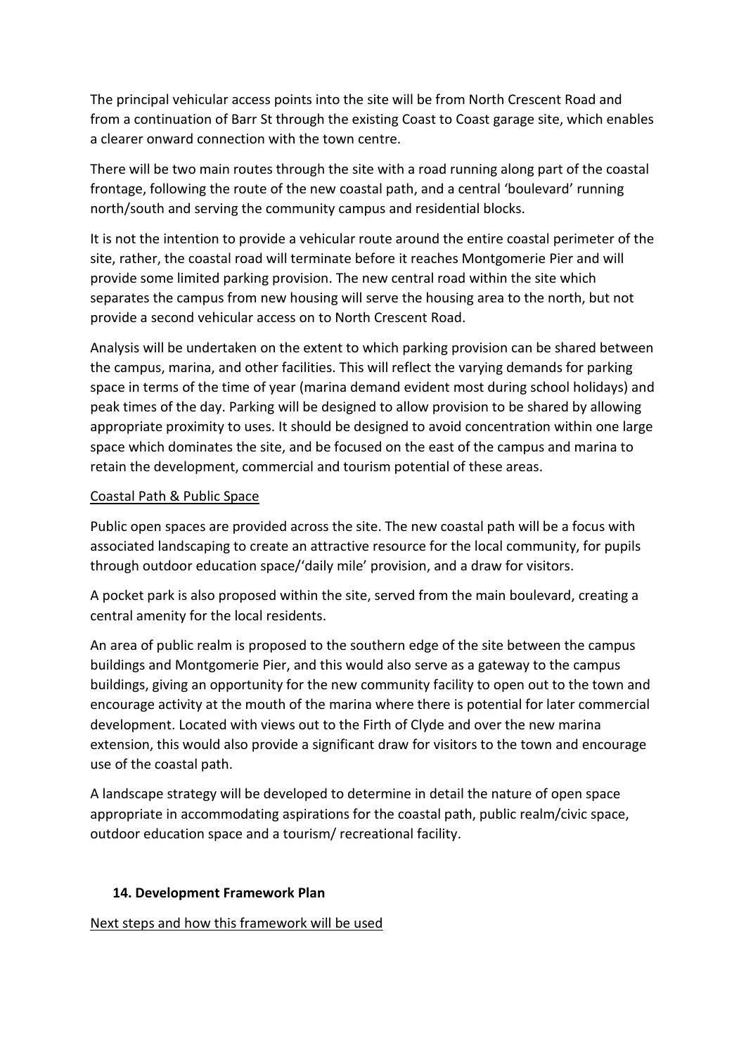The principal vehicular access points into the site will be from North Crescent Road and from a continuation of Barr St through the existing Coast to Coast garage site, which enables a clearer onward connection with the town centre.

There will be two main routes through the site with a road running along part of the coastal frontage, following the route of the new coastal path, and a central 'boulevard' running north/south and serving the community campus and residential blocks.

It is not the intention to provide a vehicular route around the entire coastal perimeter of the site, rather, the coastal road will terminate before it reaches Montgomerie Pier and will provide some limited parking provision. The new central road within the site which separates the campus from new housing will serve the housing area to the north, but not provide a second vehicular access on to North Crescent Road.

Analysis will be undertaken on the extent to which parking provision can be shared between the campus, marina, and other facilities. This will reflect the varying demands for parking space in terms of the time of year (marina demand evident most during school holidays) and peak times of the day. Parking will be designed to allow provision to be shared by allowing appropriate proximity to uses. It should be designed to avoid concentration within one large space which dominates the site, and be focused on the east of the campus and marina to retain the development, commercial and tourism potential of these areas.

<u>Coastal Path & Public Space</u>

Public open spaces are provided across the site. The new coastal path will be a focus with associated landscaping to create an attractive resource for the local community, for pupils through outdoor education space/'daily mile' provision, and a draw for visitors.

A pocket park is also proposed within the site, served from the main boulevard, creating a central amenity for the local residents.

An area of public realm is proposed to the southern edge of the site between the campus buildings and Montgomerie Pier, and this would also serve as a gateway to the campus buildings, giving an opportunity for the new community facility to open out to the town and encourage activity at the mouth of the marina where there is potential for later commercial development. Located with views out to the Firth of Clyde and over the new marina extension, this would also provide a significant draw for visitors to the town and encourage use of the coastal path.

A landscape strategy will be developed to determine in detail the nature of open space appropriate in accommodating aspirations for the coastal path, public realm/civic space, outdoor education space and a tourism/ recreational facility.

## 14. Development Framework Plan

<u>Next steps and how this framework will be used</u>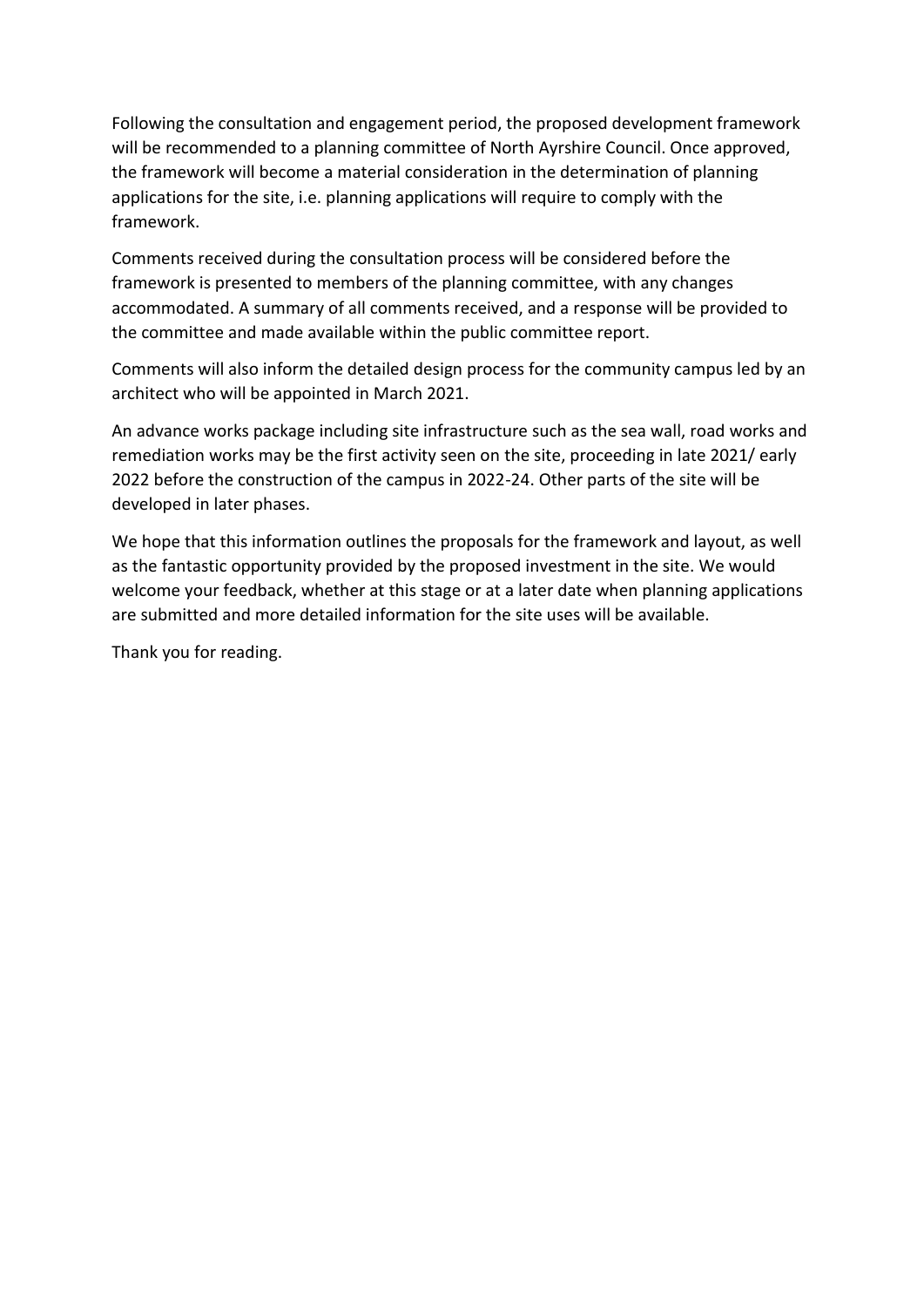Following the consultation and engagement period, the proposed development framework will be recommended to a planning committee of North Ayrshire Council. Once approved, the framework will become a material consideration in the determination of planning applications for the site, i.e. planning applications will require to comply with the framework.

Comments received during the consultation process will be considered before the framework is presented to members of the planning committee, with any changes accommodated. A summary of all comments received, and a response will be provided to the committee and made available within the public committee report.

Comments will also inform the detailed design process for the community campus led by an architect who will be appointed in March 2021.

An advance works package including site infrastructure such as the sea wall, road works and remediation works may be the first activity seen on the site, proceeding in late 2021/ early 2022 before the construction of the campus in 2022-24. Other parts of the site will be developed in later phases.

We hope that this information outlines the proposals for the framework and layout, as well as the fantastic opportunity provided by the proposed investment in the site. We would welcome your feedback, whether at this stage or at a later date when planning applications are submitted and more detailed information for the site uses will be available.

Thank you for reading.